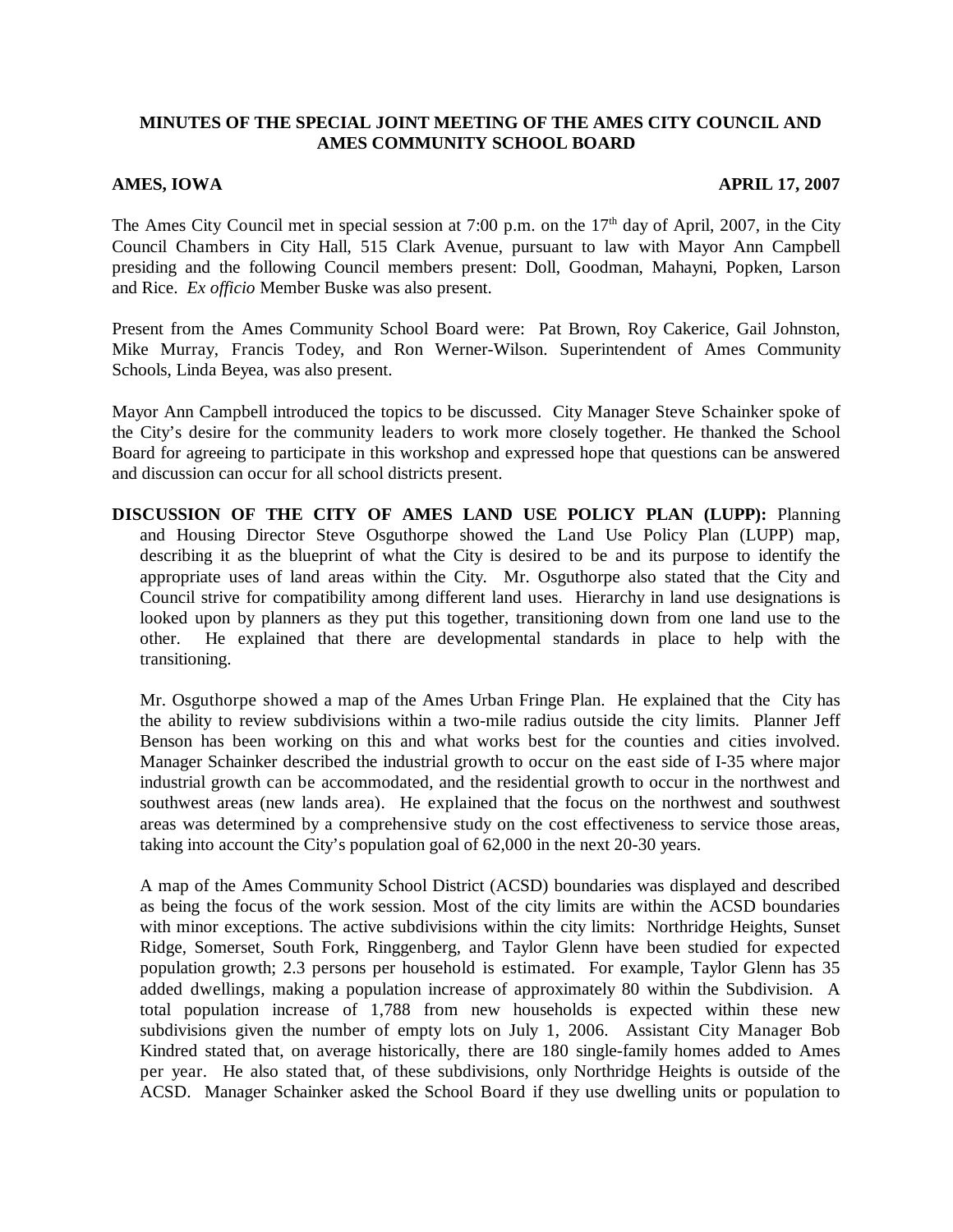**MINUTES OF THE SPECIAL JOINT MEETING OF THE AMES CITY COUNCIL AND AMES COMMUNITY SCHOOL BOARD**

**AMES, IOWA** **APRIL 17, 2007**

The Ames City Council met in special session at 7:00 p.m. on the 17th day of April, 2007, in the City Council Chambers in City Hall, 515 Clark Avenue, pursuant to law with Mayor Ann Campbell presiding and the following Council members present: Doll, Goodman, Mahayni, Popken, Larson and Rice. *Ex officio* Member Buske was also present.

Present from the Ames Community School Board were: Pat Brown, Roy Cakerice, Gail Johnston, Mike Murray, Francis Todey, and Ron Werner-Wilson. Superintendent of Ames Community Schools, Linda Beyea, was also present.

Mayor Ann Campbell introduced the topics to be discussed. City Manager Steve Schainker spoke of the City's desire for the community leaders to work more closely together. He thanked the School Board for agreeing to participate in this workshop and expressed hope that questions can be answered and discussion can occur for all school districts present.

**DISCUSSION OF THE CITY OF AMES LAND USE POLICY PLAN (LUPP):** Planning and Housing Director Steve Osguthorpe showed the Land Use Policy Plan (LUPP) map, describing it as the blueprint of what the City is desired to be and its purpose to identify the appropriate uses of land areas within the City. Mr. Osguthorpe also stated that the City and Council strive for compatibility among different land uses. Hierarchy in land use designations is looked upon by planners as they put this together, transitioning down from one land use to the other. He explained that there are developmental standards in place to help with the transitioning.

Mr. Osguthorpe showed a map of the Ames Urban Fringe Plan. He explained that the City has the ability to review subdivisions within a two-mile radius outside the city limits. Planner Jeff Benson has been working on this and what works best for the counties and cities involved. Manager Schainker described the industrial growth to occur on the east side of I-35 where major industrial growth can be accommodated, and the residential growth to occur in the northwest and southwest areas (new lands area). He explained that the focus on the northwest and southwest areas was determined by a comprehensive study on the cost effectiveness to service those areas, taking into account the City's population goal of 62,000 in the next 20-30 years.

A map of the Ames Community School District (ACSD) boundaries was displayed and described as being the focus of the work session. Most of the city limits are within the ACSD boundaries with minor exceptions. The active subdivisions within the city limits: Northridge Heights, Sunset Ridge, Somerset, South Fork, Ringgenberg, and Taylor Glenn have been studied for expected population growth; 2.3 persons per household is estimated. For example, Taylor Glenn has 35 added dwellings, making a population increase of approximately 80 within the Subdivision. A total population increase of 1,788 from new households is expected within these new subdivisions given the number of empty lots on July 1, 2006. Assistant City Manager Bob Kindred stated that, on average historically, there are 180 single-family homes added to Ames per year. He also stated that, of these subdivisions, only Northridge Heights is outside of the ACSD. Manager Schainker asked the School Board if they use dwelling units or population to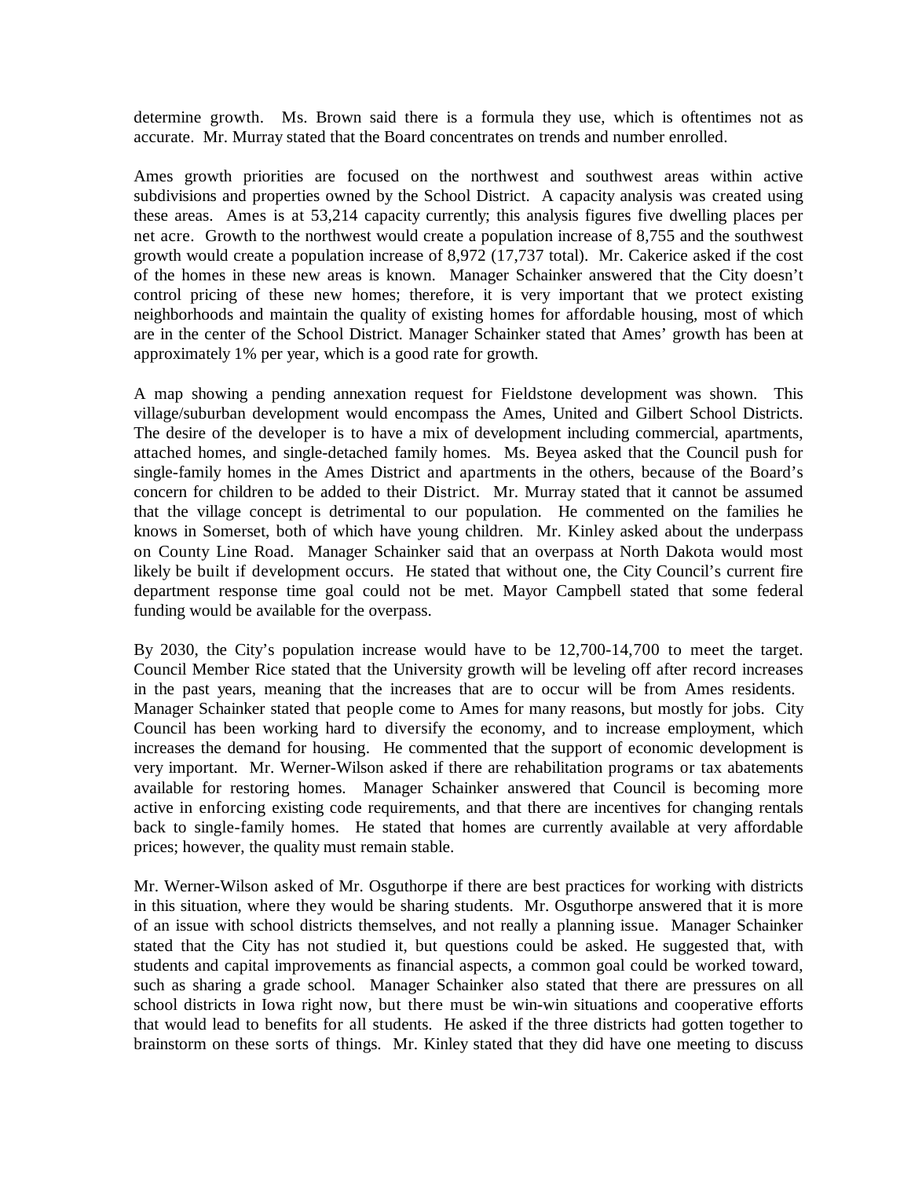determine growth. Ms. Brown said there is a formula they use, which is oftentimes not as accurate. Mr. Murray stated that the Board concentrates on trends and number enrolled.

Ames growth priorities are focused on the northwest and southwest areas within active subdivisions and properties owned by the School District. A capacity analysis was created using these areas. Ames is at 53,214 capacity currently; this analysis figures five dwelling places per net acre. Growth to the northwest would create a population increase of 8,755 and the southwest growth would create a population increase of 8,972 (17,737 total). Mr. Cakerice asked if the cost of the homes in these new areas is known. Manager Schainker answered that the City doesn't control pricing of these new homes; therefore, it is very important that we protect existing neighborhoods and maintain the quality of existing homes for affordable housing, most of which are in the center of the School District. Manager Schainker stated that Ames' growth has been at approximately 1% per year, which is a good rate for growth.

A map showing a pending annexation request for Fieldstone development was shown. This village/suburban development would encompass the Ames, United and Gilbert School Districts. The desire of the developer is to have a mix of development including commercial, apartments, attached homes, and single-detached family homes. Ms. Beyea asked that the Council push for single-family homes in the Ames District and apartments in the others, because of the Board's concern for children to be added to their District. Mr. Murray stated that it cannot be assumed that the village concept is detrimental to our population. He commented on the families he knows in Somerset, both of which have young children. Mr. Kinley asked about the underpass on County Line Road. Manager Schainker said that an overpass at North Dakota would most likely be built if development occurs. He stated that without one, the City Council's current fire department response time goal could not be met. Mayor Campbell stated that some federal funding would be available for the overpass.

By 2030, the City's population increase would have to be 12,700-14,700 to meet the target. Council Member Rice stated that the University growth will be leveling off after record increases in the past years, meaning that the increases that are to occur will be from Ames residents. Manager Schainker stated that people come to Ames for many reasons, but mostly for jobs. City Council has been working hard to diversify the economy, and to increase employment, which increases the demand for housing. He commented that the support of economic development is very important. Mr. Werner-Wilson asked if there are rehabilitation programs or tax abatements available for restoring homes. Manager Schainker answered that Council is becoming more active in enforcing existing code requirements, and that there are incentives for changing rentals back to single-family homes. He stated that homes are currently available at very affordable prices; however, the quality must remain stable.

Mr. Werner-Wilson asked of Mr. Osguthorpe if there are best practices for working with districts in this situation, where they would be sharing students. Mr. Osguthorpe answered that it is more of an issue with school districts themselves, and not really a planning issue. Manager Schainker stated that the City has not studied it, but questions could be asked. He suggested that, with students and capital improvements as financial aspects, a common goal could be worked toward, such as sharing a grade school. Manager Schainker also stated that there are pressures on all school districts in Iowa right now, but there must be win-win situations and cooperative efforts that would lead to benefits for all students. He asked if the three districts had gotten together to brainstorm on these sorts of things. Mr. Kinley stated that they did have one meeting to discuss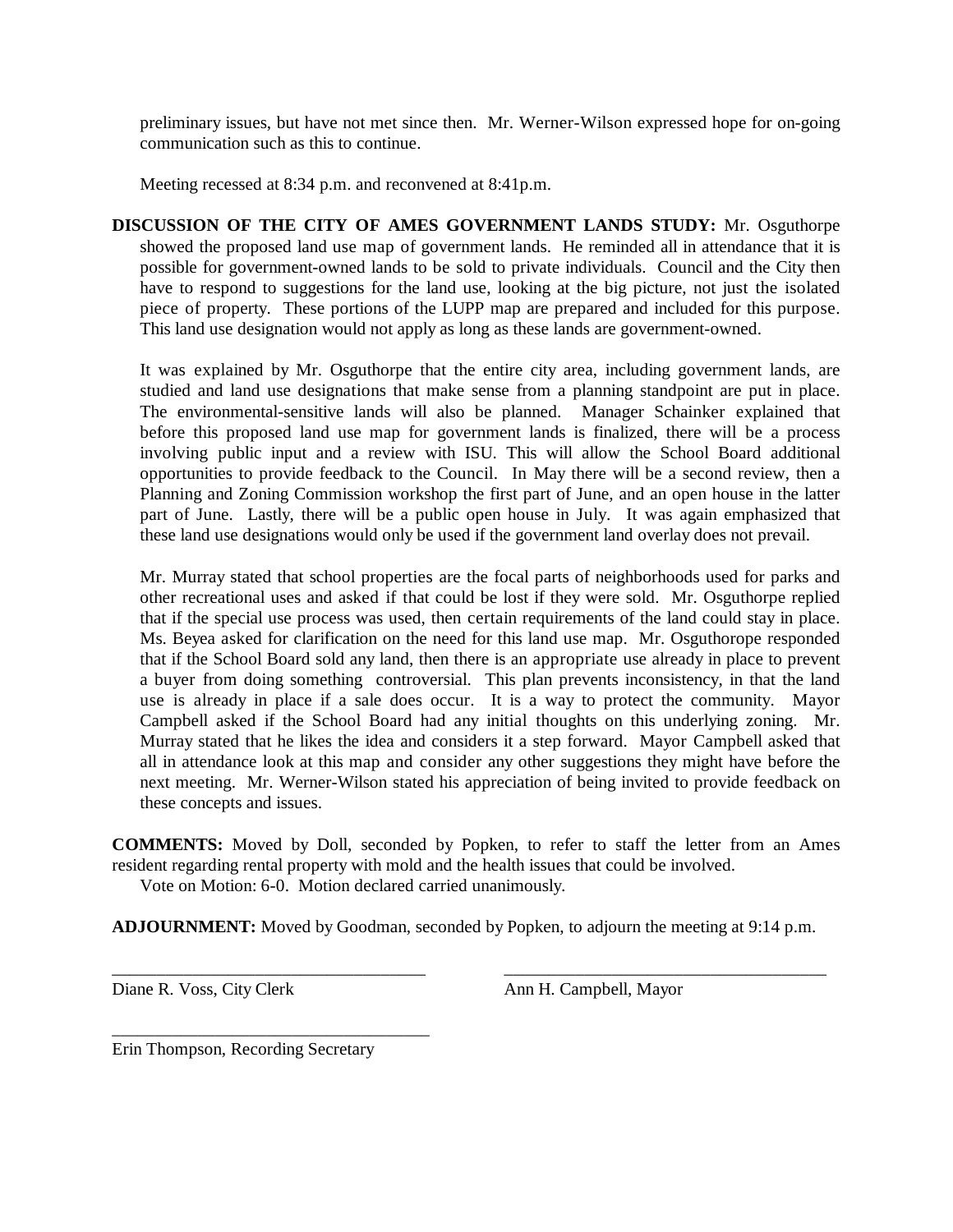preliminary issues, but have not met since then. Mr. Werner-Wilson expressed hope for on-going communication such as this to continue.

Meeting recessed at 8:34 p.m. and reconvened at 8:41p.m.

**DISCUSSION OF THE CITY OF AMES GOVERNMENT LANDS STUDY:** Mr. Osguthorpe showed the proposed land use map of government lands. He reminded all in attendance that it is possible for government-owned lands to be sold to private individuals. Council and the City then have to respond to suggestions for the land use, looking at the big picture, not just the isolated piece of property. These portions of the LUPP map are prepared and included for this purpose. This land use designation would not apply as long as these lands are government-owned.

It was explained by Mr. Osguthorpe that the entire city area, including government lands, are studied and land use designations that make sense from a planning standpoint are put in place. The environmental-sensitive lands will also be planned. Manager Schainker explained that before this proposed land use map for government lands is finalized, there will be a process involving public input and a review with ISU. This will allow the School Board additional opportunities to provide feedback to the Council. In May there will be a second review, then a Planning and Zoning Commission workshop the first part of June, and an open house in the latter part of June. Lastly, there will be a public open house in July. It was again emphasized that these land use designations would only be used if the government land overlay does not prevail.

Mr. Murray stated that school properties are the focal parts of neighborhoods used for parks and other recreational uses and asked if that could be lost if they were sold. Mr. Osguthorpe replied that if the special use process was used, then certain requirements of the land could stay in place. Ms. Beyea asked for clarification on the need for this land use map. Mr. Osguthorope responded that if the School Board sold any land, then there is an appropriate use already in place to prevent a buyer from doing something controversial. This plan prevents inconsistency, in that the land use is already in place if a sale does occur. It is a way to protect the community. Mayor Campbell asked if the School Board had any initial thoughts on this underlying zoning. Mr. Murray stated that he likes the idea and considers it a step forward. Mayor Campbell asked that all in attendance look at this map and consider any other suggestions they might have before the next meeting. Mr. Werner-Wilson stated his appreciation of being invited to provide feedback on these concepts and issues.

**COMMENTS:** Moved by Doll, seconded by Popken, to refer to staff the letter from an Ames resident regarding rental property with mold and the health issues that could be involved.
Vote on Motion: 6-0. Motion declared carried unanimously.

**ADJOURNMENT:** Moved by Goodman, seconded by Popken, to adjourn the meeting at 9:14 p.m.

\_\_\_\_\_\_\_\_\_\_\_\_\_\_\_\_\_\_\_\_\_\_\_\_\_\_\_\_\_\_\_\_\_\_\_\_
Diane R. Voss, City Clerk

\_\_\_\_\_\_\_\_\_\_\_\_\_\_\_\_\_\_\_\_\_\_\_\_\_\_\_\_\_\_\_\_\_\_\_\_
Ann H. Campbell, Mayor

\_\_\_\_\_\_\_\_\_\_\_\_\_\_\_\_\_\_\_\_\_\_\_\_\_\_\_\_\_\_\_\_\_\_\_\_
Erin Thompson, Recording Secretary